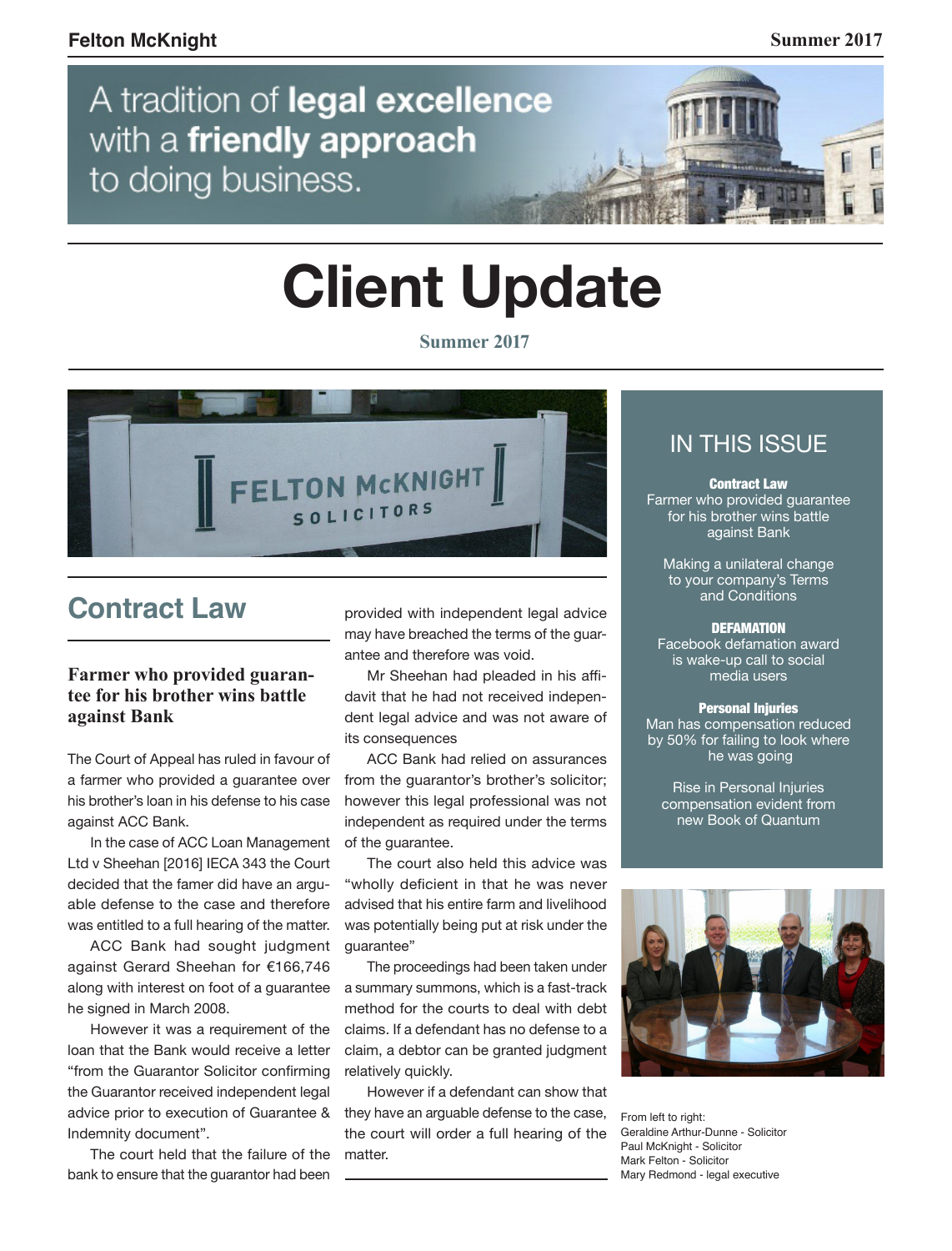A tradition of **legal excellence** with a **friendly approach** to doing business.

# Client Update

Summer 2017

## IN THIS ISSUE

**Contract Law**
Farmer who provided guarantee for his brother wins battle against Bank

Making a unilateral change to your company's Terms and Conditions

**DEFAMATION**
Facebook defamation award is wake-up call to social media users

**Personal Injuries**
Man has compensation reduced by 50% for failing to look where he was going

Rise in Personal Injuries compensation evident from new Book of Quantum

From left to right:
Geraldine Arthur-Dunne - Solicitor
Paul McKnight - Solicitor
Mark Felton - Solicitor
Mary Redmond - legal executive

## Contract Law

### Farmer who provided guarantee for his brother wins battle against Bank

The Court of Appeal has ruled in favour of a farmer who provided a guarantee over his brother's loan in his defense to his case against ACC Bank.

In the case of ACC Loan Management Ltd v Sheehan [2016] IECA 343 the Court decided that the famer did have an arguable defense to the case and therefore was entitled to a full hearing of the matter.

ACC Bank had sought judgment against Gerard Sheehan for €166,746 along with interest on foot of a guarantee he signed in March 2008.

However it was a requirement of the loan that the Bank would receive a letter "from the Guarantor Solicitor confirming the Guarantor received independent legal advice prior to execution of Guarantee & Indemnity document".

The court held that the failure of the bank to ensure that the guarantor had been provided with independent legal advice may have breached the terms of the guarantee and therefore was void.

Mr Sheehan had pleaded in his affidavit that he had not received independent legal advice and was not aware of its consequences

ACC Bank had relied on assurances from the guarantor's brother's solicitor; however this legal professional was not independent as required under the terms of the guarantee.

The court also held this advice was "wholly deficient in that he was never advised that his entire farm and livelihood was potentially being put at risk under the guarantee"

The proceedings had been taken under a summary summons, which is a fast-track method for the courts to deal with debt claims. If a defendant has no defense to a claim, a debtor can be granted judgment relatively quickly.

However if a defendant can show that they have an arguable defense to the case, the court will order a full hearing of the matter.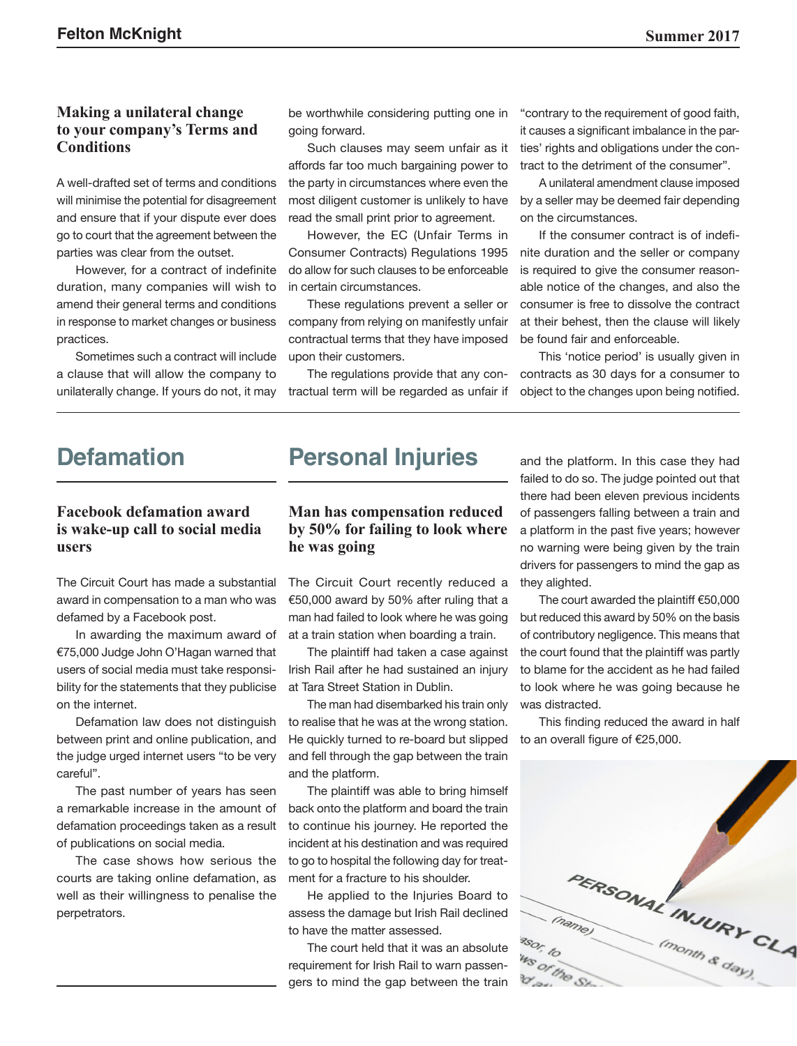### Making a unilateral change to your company's Terms and Conditions

A well-drafted set of terms and conditions will minimise the potential for disagreement and ensure that if your dispute ever does go to court that the agreement between the parties was clear from the outset.

However, for a contract of indefinite duration, many companies will wish to amend their general terms and conditions in response to market changes or business practices.

Sometimes such a contract will include a clause that will allow the company to unilaterally change. If yours do not, it may be worthwhile considering putting one in going forward.

Such clauses may seem unfair as it affords far too much bargaining power to the party in circumstances where even the most diligent customer is unlikely to have read the small print prior to agreement.

However, the EC (Unfair Terms in Consumer Contracts) Regulations 1995 do allow for such clauses to be enforceable in certain circumstances.

These regulations prevent a seller or company from relying on manifestly unfair contractual terms that they have imposed upon their customers.

The regulations provide that any contractual term will be regarded as unfair if "contrary to the requirement of good faith, it causes a significant imbalance in the parties' rights and obligations under the contract to the detriment of the consumer".

A unilateral amendment clause imposed by a seller may be deemed fair depending on the circumstances.

If the consumer contract is of indefinite duration and the seller or company is required to give the consumer reasonable notice of the changes, and also the consumer is free to dissolve the contract at their behest, then the clause will likely be found fair and enforceable.

This 'notice period' is usually given in contracts as 30 days for a consumer to object to the changes upon being notified.

## Defamation

### Facebook defamation award is wake-up call to social media users

The Circuit Court has made a substantial award in compensation to a man who was defamed by a Facebook post.

In awarding the maximum award of €75,000 Judge John O'Hagan warned that users of social media must take responsibility for the statements that they publicise on the internet.

Defamation law does not distinguish between print and online publication, and the judge urged internet users "to be very careful".

The past number of years has seen a remarkable increase in the amount of defamation proceedings taken as a result of publications on social media.

The case shows how serious the courts are taking online defamation, as well as their willingness to penalise the perpetrators.

## Personal Injuries

### Man has compensation reduced by 50% for failing to look where he was going

The Circuit Court recently reduced a €50,000 award by 50% after ruling that a man had failed to look where he was going at a train station when boarding a train.

The plaintiff had taken a case against Irish Rail after he had sustained an injury at Tara Street Station in Dublin.

The man had disembarked his train only to realise that he was at the wrong station. He quickly turned to re-board but slipped and fell through the gap between the train and the platform.

The plaintiff was able to bring himself back onto the platform and board the train to continue his journey. He reported the incident at his destination and was required to go to hospital the following day for treatment for a fracture to his shoulder.

He applied to the Injuries Board to assess the damage but Irish Rail declined to have the matter assessed.

The court held that it was an absolute requirement for Irish Rail to warn passengers to mind the gap between the train and the platform. In this case they had failed to do so. The judge pointed out that there had been eleven previous incidents of passengers falling between a train and a platform in the past five years; however no warning were being given by the train drivers for passengers to mind the gap as they alighted.

The court awarded the plaintiff €50,000 but reduced this award by 50% on the basis of contributory negligence. This means that the court found that the plaintiff was partly to blame for the accident as he had failed to look where he was going because he was distracted.

This finding reduced the award in half to an overall figure of €25,000.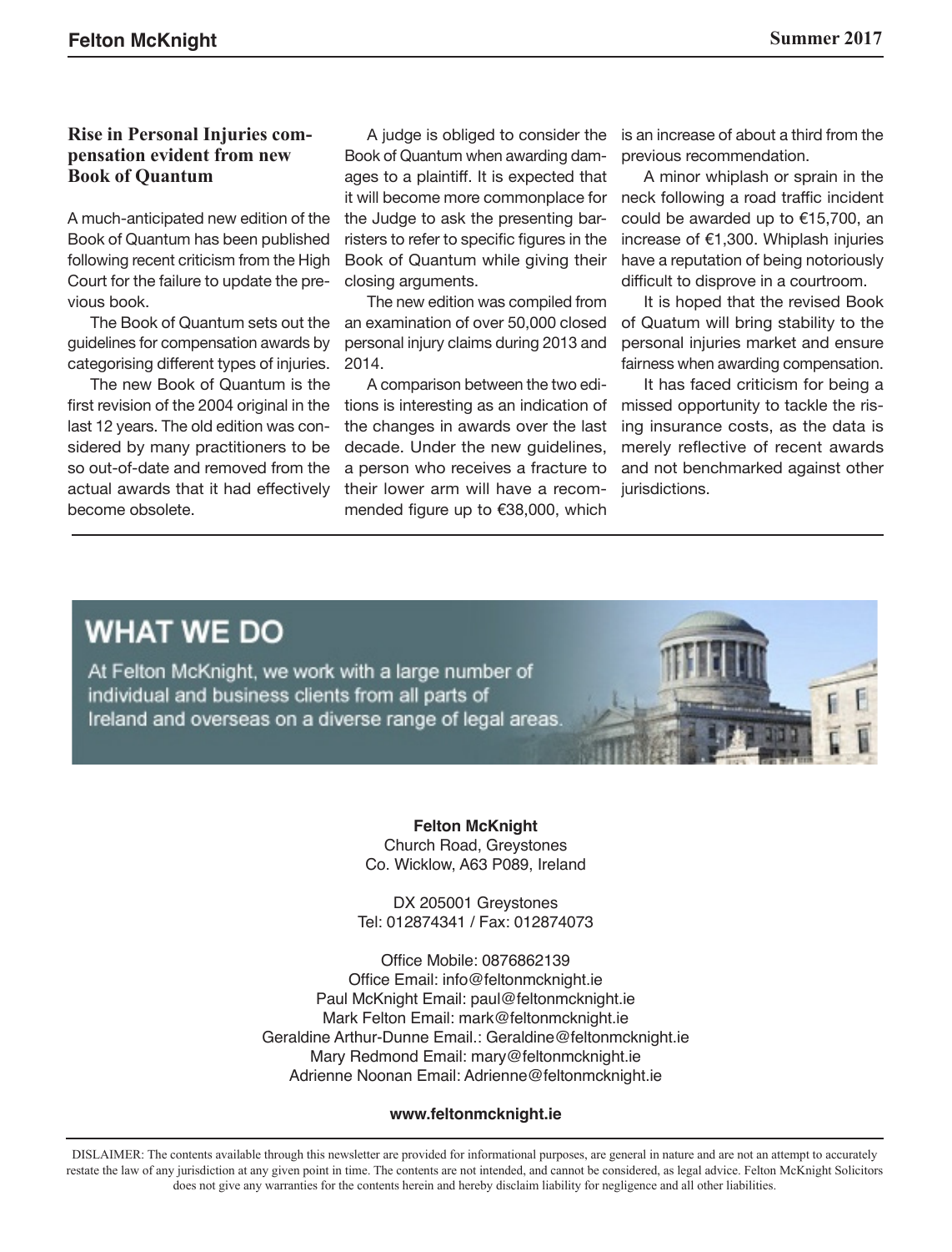## Rise in Personal Injuries compensation evident from new Book of Quantum

A much-anticipated new edition of the Book of Quantum has been published following recent criticism from the High Court for the failure to update the previous book.

The Book of Quantum sets out the guidelines for compensation awards by categorising different types of injuries.

The new Book of Quantum is the first revision of the 2004 original in the last 12 years. The old edition was considered by many practitioners to be so out-of-date and removed from the actual awards that it had effectively become obsolete.

A judge is obliged to consider the Book of Quantum when awarding damages to a plaintiff. It is expected that it will become more commonplace for the Judge to ask the presenting barristers to refer to specific figures in the Book of Quantum while giving their closing arguments.

The new edition was compiled from an examination of over 50,000 closed personal injury claims during 2013 and 2014.

A comparison between the two editions is interesting as an indication of the changes in awards over the last decade. Under the new guidelines, a person who receives a fracture to their lower arm will have a recommended figure up to €38,000, which is an increase of about a third from the previous recommendation.

A minor whiplash or sprain in the neck following a road traffic incident could be awarded up to €15,700, an increase of €1,300. Whiplash injuries have a reputation of being notoriously difficult to disprove in a courtroom.

It is hoped that the revised Book of Quatum will bring stability to the personal injuries market and ensure fairness when awarding compensation.

It has faced criticism for being a missed opportunity to tackle the rising insurance costs, as the data is merely reflective of recent awards and not benchmarked against other jurisdictions.

## WHAT WE DO

At Felton McKnight, we work with a large number of individual and business clients from all parts of Ireland and overseas on a diverse range of legal areas.

**Felton McKnight**
Church Road, Greystones
Co. Wicklow, A63 P089, Ireland

DX 205001 Greystones
Tel: 012874341 / Fax: 012874073

Office Mobile: 0876862139
Office Email: info@feltonmcknight.ie
Paul McKnight Email: paul@feltonmcknight.ie
Mark Felton Email: mark@feltonmcknight.ie
Geraldine Arthur-Dunne Email.: Geraldine@feltonmcknight.ie
Mary Redmond Email: mary@feltonmcknight.ie
Adrienne Noonan Email: Adrienne@feltonmcknight.ie

**www.feltonmcknight.ie**

DISLAIMER: The contents available through this newsletter are provided for informational purposes, are general in nature and are not an attempt to accurately restate the law of any jurisdiction at any given point in time. The contents are not intended, and cannot be considered, as legal advice. Felton McKnight Solicitors does not give any warranties for the contents herein and hereby disclaim liability for negligence and all other liabilities.